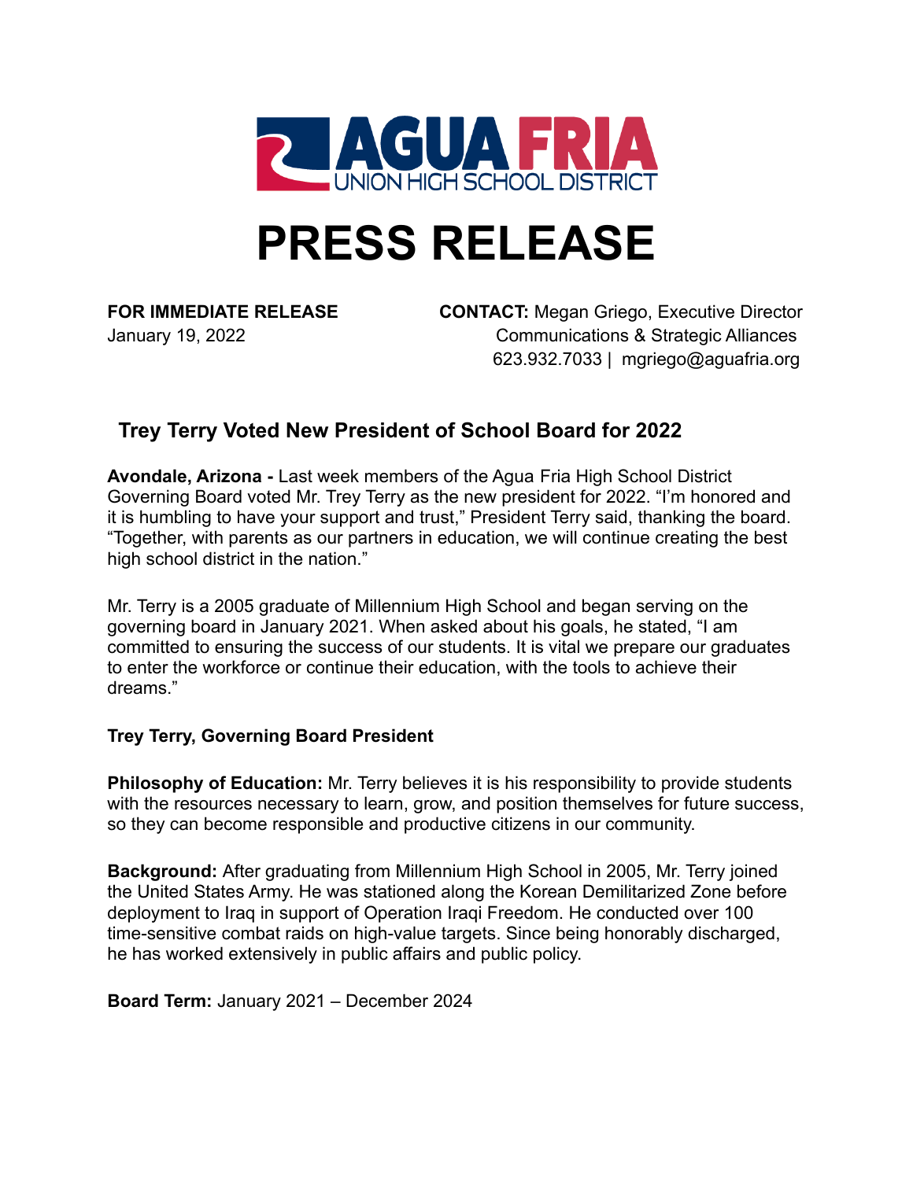AGUA FRIA
UNION HIGH SCHOOL DISTRICT

# PRESS RELEASE

**FOR IMMEDIATE RELEASE**
January 19, 2022

**CONTACT:** Megan Griego, Executive Director
Communications & Strategic Alliances
623.932.7033 | mgriego@aguafria.org

## Trey Terry Voted New President of School Board for 2022

**Avondale, Arizona -** Last week members of the Agua Fria High School District Governing Board voted Mr. Trey Terry as the new president for 2022. "I'm honored and it is humbling to have your support and trust," President Terry said, thanking the board. "Together, with parents as our partners in education, we will continue creating the best high school district in the nation."

Mr. Terry is a 2005 graduate of Millennium High School and began serving on the governing board in January 2021. When asked about his goals, he stated, "I am committed to ensuring the success of our students. It is vital we prepare our graduates to enter the workforce or continue their education, with the tools to achieve their dreams."

**Trey Terry, Governing Board President**

**Philosophy of Education:** Mr. Terry believes it is his responsibility to provide students with the resources necessary to learn, grow, and position themselves for future success, so they can become responsible and productive citizens in our community.

**Background:** After graduating from Millennium High School in 2005, Mr. Terry joined the United States Army. He was stationed along the Korean Demilitarized Zone before deployment to Iraq in support of Operation Iraqi Freedom. He conducted over 100 time-sensitive combat raids on high-value targets. Since being honorably discharged, he has worked extensively in public affairs and public policy.

**Board Term:** January 2021 – December 2024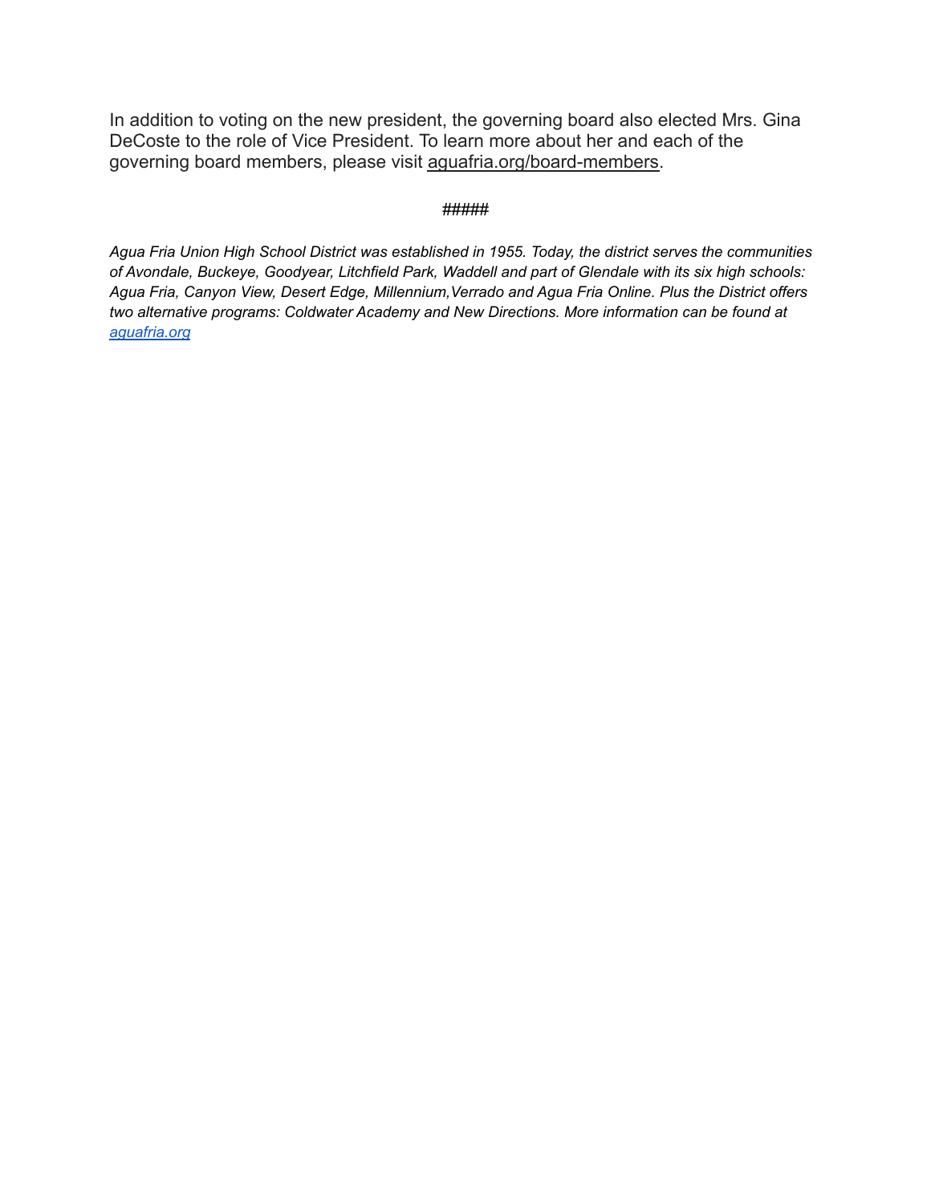In addition to voting on the new president, the governing board also elected Mrs. Gina DeCoste to the role of Vice President. To learn more about her and each of the governing board members, please visit aguafria.org/board-members.

#####

*Agua Fria Union High School District was established in 1955. Today, the district serves the communities of Avondale, Buckeye, Goodyear, Litchfield Park, Waddell and part of Glendale with its six high schools: Agua Fria, Canyon View, Desert Edge, Millennium,Verrado and Agua Fria Online. Plus the District offers two alternative programs: Coldwater Academy and New Directions. More information can be found at aguafria.org*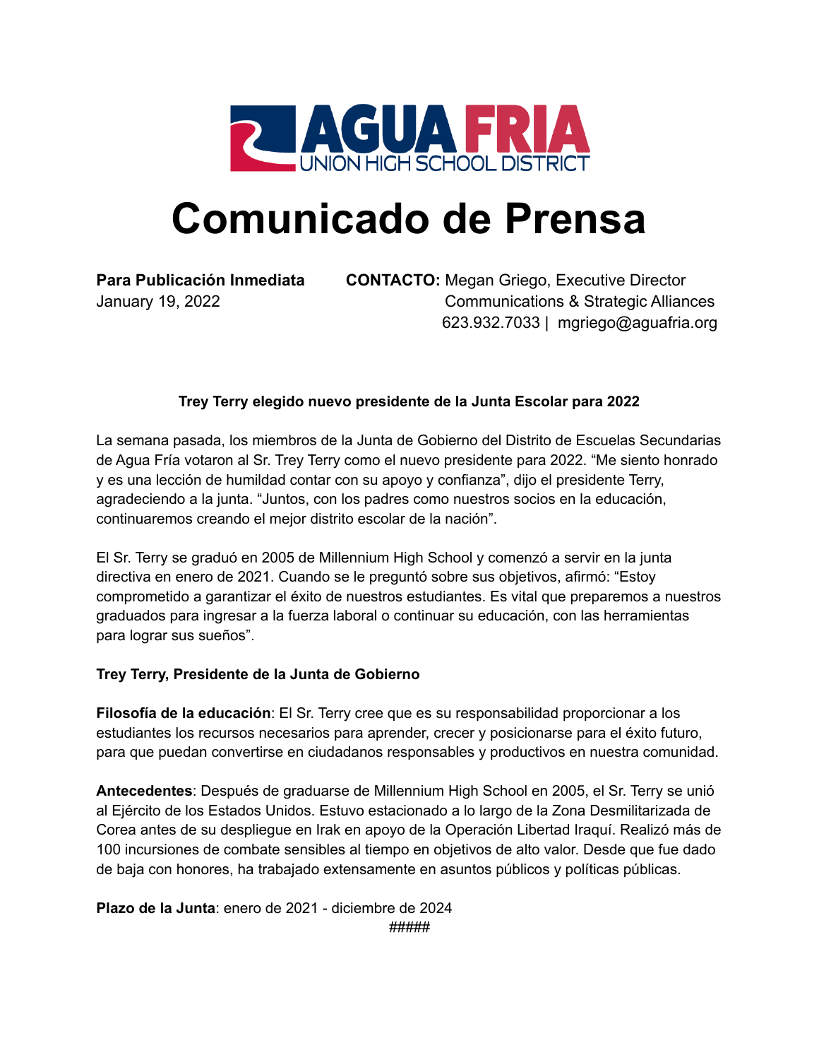**AGUA FRIA**
UNION HIGH SCHOOL DISTRICT

# Comunicado de Prensa

**Para Publicación Inmediata**
January 19, 2022

**CONTACTO:** Megan Griego, Executive Director
Communications & Strategic Alliances
623.932.7033 | mgriego@aguafria.org

**Trey Terry elegido nuevo presidente de la Junta Escolar para 2022**

La semana pasada, los miembros de la Junta de Gobierno del Distrito de Escuelas Secundarias de Agua Fría votaron al Sr. Trey Terry como el nuevo presidente para 2022. “Me siento honrado y es una lección de humildad contar con su apoyo y confianza”, dijo el presidente Terry, agradeciendo a la junta. “Juntos, con los padres como nuestros socios en la educación, continuaremos creando el mejor distrito escolar de la nación”.

El Sr. Terry se graduó en 2005 de Millennium High School y comenzó a servir en la junta directiva en enero de 2021. Cuando se le preguntó sobre sus objetivos, afirmó: “Estoy comprometido a garantizar el éxito de nuestros estudiantes. Es vital que preparemos a nuestros graduados para ingresar a la fuerza laboral o continuar su educación, con las herramientas para lograr sus sueños”.

**Trey Terry, Presidente de la Junta de Gobierno**

**Filosofía de la educación**: El Sr. Terry cree que es su responsabilidad proporcionar a los estudiantes los recursos necesarios para aprender, crecer y posicionarse para el éxito futuro, para que puedan convertirse en ciudadanos responsables y productivos en nuestra comunidad.

**Antecedentes**: Después de graduarse de Millennium High School en 2005, el Sr. Terry se unió al Ejército de los Estados Unidos. Estuvo estacionado a lo largo de la Zona Desmilitarizada de Corea antes de su despliegue en Irak en apoyo de la Operación Libertad Iraquí. Realizó más de 100 incursiones de combate sensibles al tiempo en objetivos de alto valor. Desde que fue dado de baja con honores, ha trabajado extensamente en asuntos públicos y políticas públicas.

**Plazo de la Junta**: enero de 2021 - diciembre de 2024

#####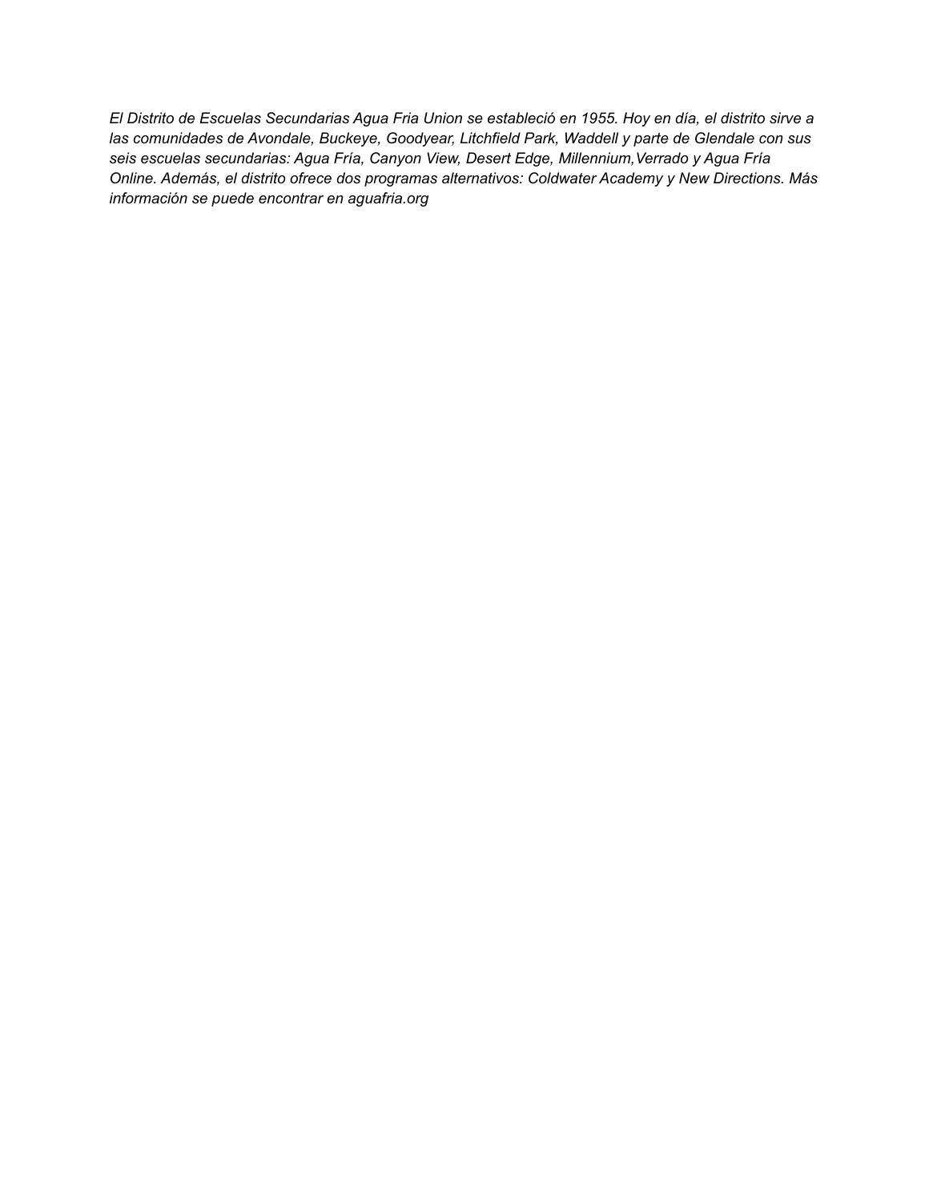*El Distrito de Escuelas Secundarias Agua Fria Union se estableció en 1955. Hoy en día, el distrito sirve a las comunidades de Avondale, Buckeye, Goodyear, Litchfield Park, Waddell y parte de Glendale con sus seis escuelas secundarias: Agua Fría, Canyon View, Desert Edge, Millennium,Verrado y Agua Fría Online. Además, el distrito ofrece dos programas alternativos: Coldwater Academy y New Directions. Más información se puede encontrar en aguafria.org*